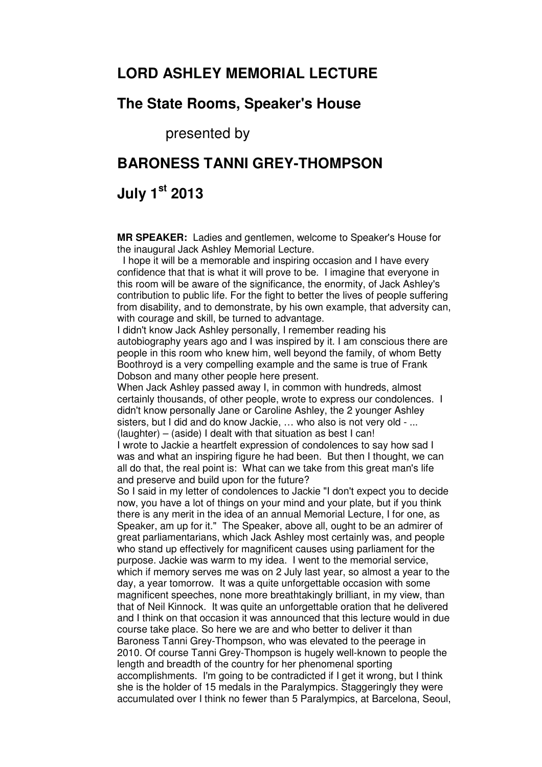# LORD ASHLEY MEMORIAL LECTURE

## The State Rooms, Speaker's House

presented by

## BARONESS TANNI GREY-THOMPSON

## July 1st 2013

**MR SPEAKER:** Ladies and gentlemen, welcome to Speaker's House for the inaugural Jack Ashley Memorial Lecture.

I hope it will be a memorable and inspiring occasion and I have every confidence that that is what it will prove to be. I imagine that everyone in this room will be aware of the significance, the enormity, of Jack Ashley's contribution to public life. For the fight to better the lives of people suffering from disability, and to demonstrate, by his own example, that adversity can, with courage and skill, be turned to advantage.

I didn't know Jack Ashley personally, I remember reading his autobiography years ago and I was inspired by it. I am conscious there are people in this room who knew him, well beyond the family, of whom Betty Boothroyd is a very compelling example and the same is true of Frank Dobson and many other people here present.

When Jack Ashley passed away I, in common with hundreds, almost certainly thousands, of other people, wrote to express our condolences. I didn't know personally Jane or Caroline Ashley, the 2 younger Ashley sisters, but I did and do know Jackie, … who also is not very old - ... (laughter) – (aside) I dealt with that situation as best I can!

I wrote to Jackie a heartfelt expression of condolences to say how sad I was and what an inspiring figure he had been. But then I thought, we can all do that, the real point is: What can we take from this great man's life and preserve and build upon for the future?

So I said in my letter of condolences to Jackie "I don't expect you to decide now, you have a lot of things on your mind and your plate, but if you think there is any merit in the idea of an annual Memorial Lecture, I for one, as Speaker, am up for it." The Speaker, above all, ought to be an admirer of great parliamentarians, which Jack Ashley most certainly was, and people who stand up effectively for magnificent causes using parliament for the purpose. Jackie was warm to my idea. I went to the memorial service, which if memory serves me was on 2 July last year, so almost a year to the day, a year tomorrow. It was a quite unforgettable occasion with some magnificent speeches, none more breathtakingly brilliant, in my view, than that of Neil Kinnock. It was quite an unforgettable oration that he delivered and I think on that occasion it was announced that this lecture would in due course take place. So here we are and who better to deliver it than Baroness Tanni Grey-Thompson, who was elevated to the peerage in 2010. Of course Tanni Grey-Thompson is hugely well-known to people the length and breadth of the country for her phenomenal sporting accomplishments. I'm going to be contradicted if I get it wrong, but I think she is the holder of 15 medals in the Paralympics. Staggeringly they were accumulated over I think no fewer than 5 Paralympics, at Barcelona, Seoul,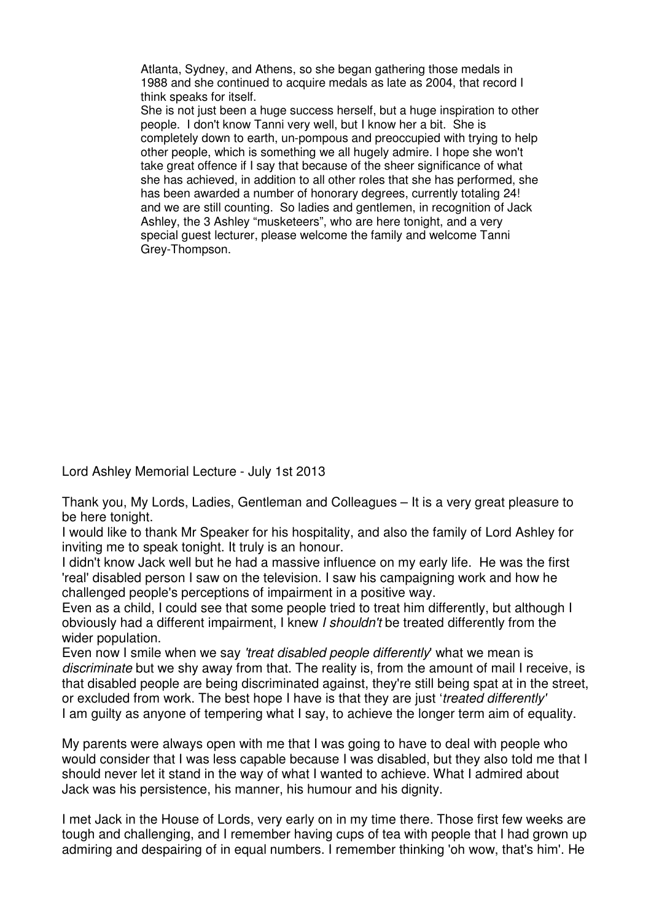Atlanta, Sydney, and Athens, so she began gathering those medals in 1988 and she continued to acquire medals as late as 2004, that record I think speaks for itself.

She is not just been a huge success herself, but a huge inspiration to other people. I don't know Tanni very well, but I know her a bit. She is completely down to earth, un-pompous and preoccupied with trying to help other people, which is something we all hugely admire. I hope she won't take great offence if I say that because of the sheer significance of what she has achieved, in addition to all other roles that she has performed, she has been awarded a number of honorary degrees, currently totaling 24! and we are still counting. So ladies and gentlemen, in recognition of Jack Ashley, the 3 Ashley "musketeers", who are here tonight, and a very special guest lecturer, please welcome the family and welcome Tanni Grey-Thompson.

Lord Ashley Memorial Lecture - July 1st 2013

Thank you, My Lords, Ladies, Gentleman and Colleagues – It is a very great pleasure to be here tonight.

I would like to thank Mr Speaker for his hospitality, and also the family of Lord Ashley for inviting me to speak tonight. It truly is an honour.

I didn't know Jack well but he had a massive influence on my early life. He was the first 'real' disabled person I saw on the television. I saw his campaigning work and how he challenged people's perceptions of impairment in a positive way.

Even as a child, I could see that some people tried to treat him differently, but although I obviously had a different impairment, I knew *I shouldn't* be treated differently from the wider population.

Even now I smile when we say *'treat disabled people differently'* what we mean is *discriminate* but we shy away from that. The reality is, from the amount of mail I receive, is that disabled people are being discriminated against, they're still being spat at in the street, or excluded from work. The best hope I have is that they are just '*treated differently'*

I am guilty as anyone of tempering what I say, to achieve the longer term aim of equality.

My parents were always open with me that I was going to have to deal with people who would consider that I was less capable because I was disabled, but they also told me that I should never let it stand in the way of what I wanted to achieve. What I admired about Jack was his persistence, his manner, his humour and his dignity.

I met Jack in the House of Lords, very early on in my time there. Those first few weeks are tough and challenging, and I remember having cups of tea with people that I had grown up admiring and despairing of in equal numbers. I remember thinking 'oh wow, that's him'. He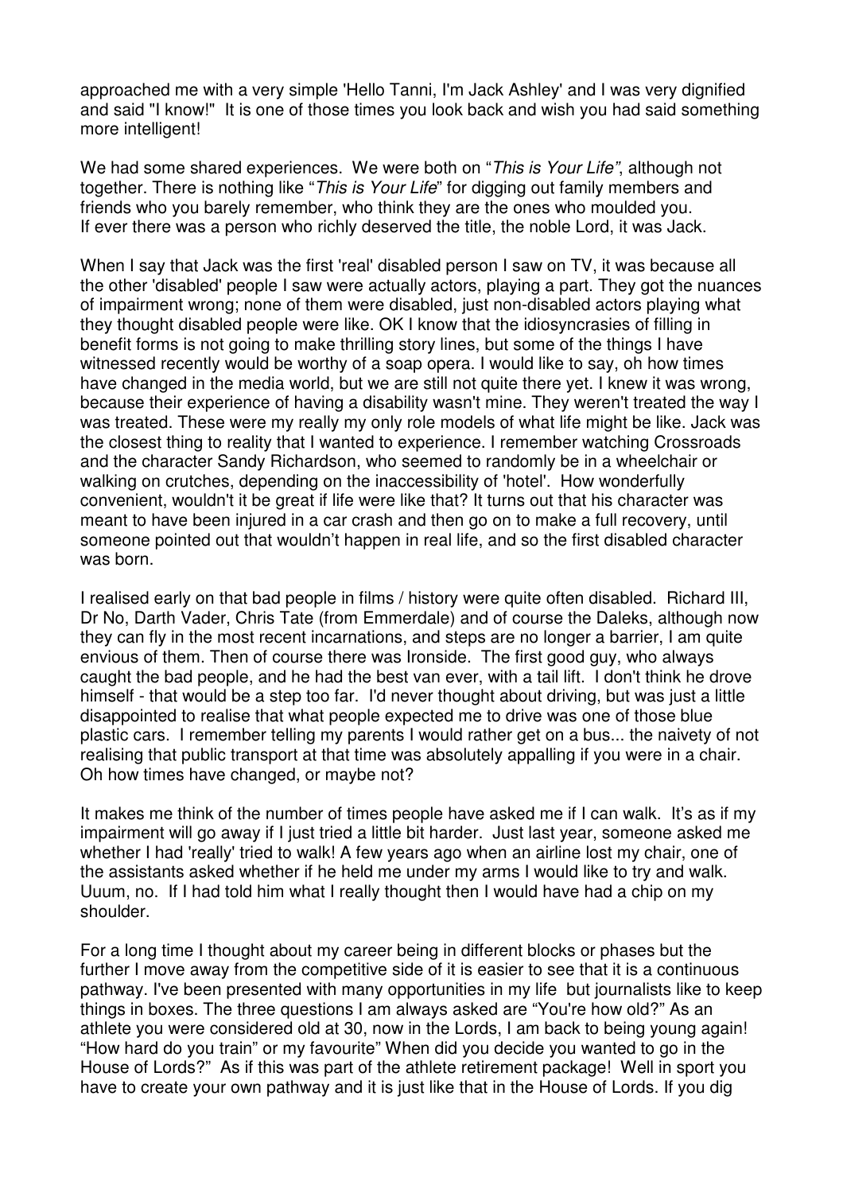approached me with a very simple 'Hello Tanni, I'm Jack Ashley' and I was very dignified and said "I know!" It is one of those times you look back and wish you had said something more intelligent!

We had some shared experiences. We were both on "*This is Your Life"*, although not together. There is nothing like "*This is Your Life*" for digging out family members and friends who you barely remember, who think they are the ones who moulded you.
If ever there was a person who richly deserved the title, the noble Lord, it was Jack.

When I say that Jack was the first 'real' disabled person I saw on TV, it was because all the other 'disabled' people I saw were actually actors, playing a part. They got the nuances of impairment wrong; none of them were disabled, just non-disabled actors playing what they thought disabled people were like. OK I know that the idiosyncrasies of filling in benefit forms is not going to make thrilling story lines, but some of the things I have witnessed recently would be worthy of a soap opera. I would like to say, oh how times have changed in the media world, but we are still not quite there yet. I knew it was wrong, because their experience of having a disability wasn't mine. They weren't treated the way I was treated. These were my really my only role models of what life might be like. Jack was the closest thing to reality that I wanted to experience. I remember watching Crossroads and the character Sandy Richardson, who seemed to randomly be in a wheelchair or walking on crutches, depending on the inaccessibility of 'hotel'. How wonderfully convenient, wouldn't it be great if life were like that? It turns out that his character was meant to have been injured in a car crash and then go on to make a full recovery, until someone pointed out that wouldn't happen in real life, and so the first disabled character was born.

I realised early on that bad people in films / history were quite often disabled. Richard III, Dr No, Darth Vader, Chris Tate (from Emmerdale) and of course the Daleks, although now they can fly in the most recent incarnations, and steps are no longer a barrier, I am quite envious of them. Then of course there was Ironside. The first good guy, who always caught the bad people, and he had the best van ever, with a tail lift. I don't think he drove himself - that would be a step too far. I'd never thought about driving, but was just a little disappointed to realise that what people expected me to drive was one of those blue plastic cars. I remember telling my parents I would rather get on a bus... the naivety of not realising that public transport at that time was absolutely appalling if you were in a chair. Oh how times have changed, or maybe not?

It makes me think of the number of times people have asked me if I can walk. It's as if my impairment will go away if I just tried a little bit harder. Just last year, someone asked me whether I had 'really' tried to walk! A few years ago when an airline lost my chair, one of the assistants asked whether if he held me under my arms I would like to try and walk. Uuum, no. If I had told him what I really thought then I would have had a chip on my shoulder.

For a long time I thought about my career being in different blocks or phases but the further I move away from the competitive side of it is easier to see that it is a continuous pathway. I've been presented with many opportunities in my life but journalists like to keep things in boxes. The three questions I am always asked are "You're how old?" As an athlete you were considered old at 30, now in the Lords, I am back to being young again! "How hard do you train" or my favourite" When did you decide you wanted to go in the House of Lords?" As if this was part of the athlete retirement package! Well in sport you have to create your own pathway and it is just like that in the House of Lords. If you dig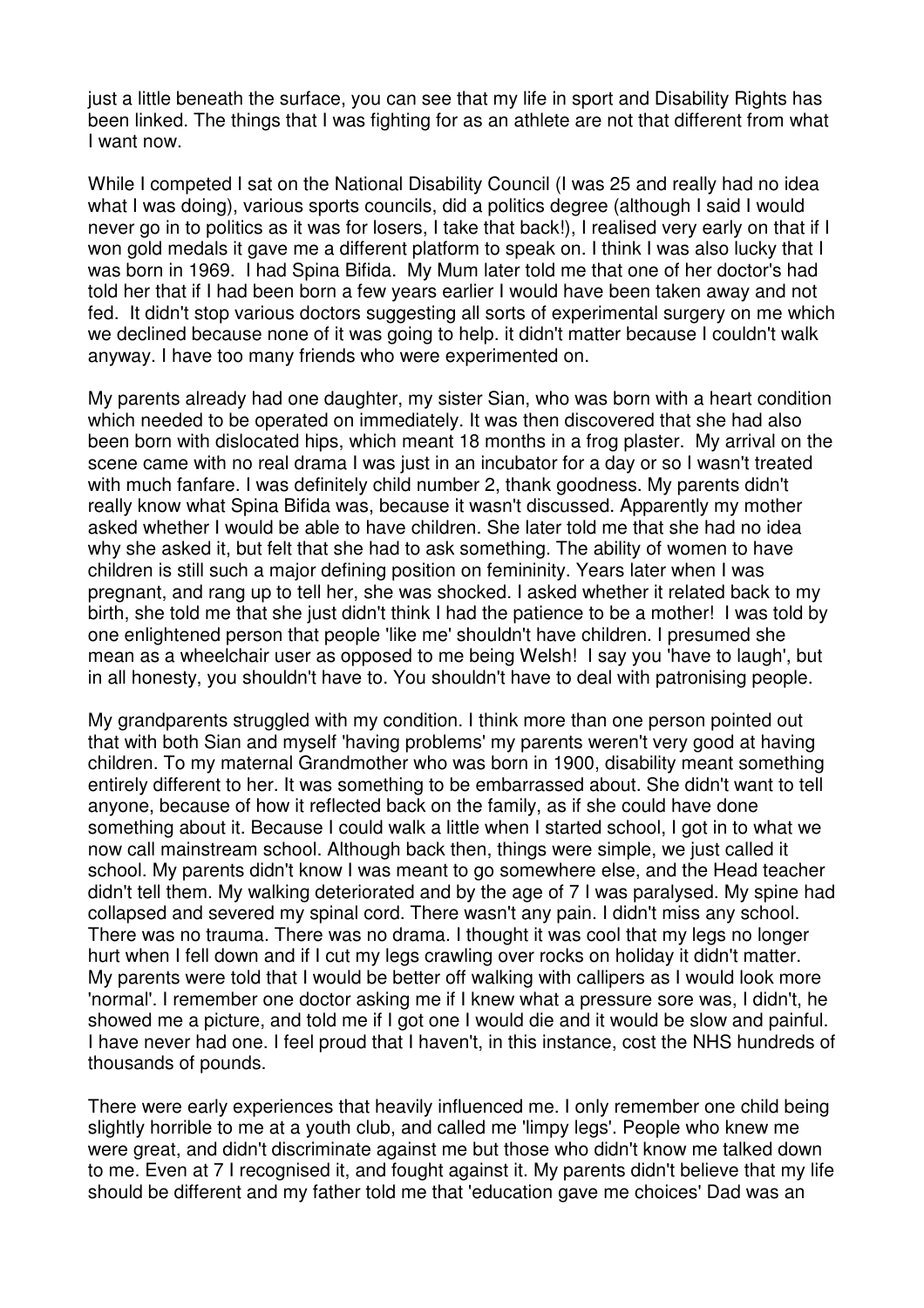just a little beneath the surface, you can see that my life in sport and Disability Rights has been linked. The things that I was fighting for as an athlete are not that different from what I want now.

While I competed I sat on the National Disability Council (I was 25 and really had no idea what I was doing), various sports councils, did a politics degree (although I said I would never go in to politics as it was for losers, I take that back!), I realised very early on that if I won gold medals it gave me a different platform to speak on. I think I was also lucky that I was born in 1969. I had Spina Bifida. My Mum later told me that one of her doctor's had told her that if I had been born a few years earlier I would have been taken away and not fed. It didn't stop various doctors suggesting all sorts of experimental surgery on me which we declined because none of it was going to help. it didn't matter because I couldn't walk anyway. I have too many friends who were experimented on.

My parents already had one daughter, my sister Sian, who was born with a heart condition which needed to be operated on immediately. It was then discovered that she had also been born with dislocated hips, which meant 18 months in a frog plaster. My arrival on the scene came with no real drama I was just in an incubator for a day or so I wasn't treated with much fanfare. I was definitely child number 2, thank goodness. My parents didn't really know what Spina Bifida was, because it wasn't discussed. Apparently my mother asked whether I would be able to have children. She later told me that she had no idea why she asked it, but felt that she had to ask something. The ability of women to have children is still such a major defining position on femininity. Years later when I was pregnant, and rang up to tell her, she was shocked. I asked whether it related back to my birth, she told me that she just didn't think I had the patience to be a mother! I was told by one enlightened person that people 'like me' shouldn't have children. I presumed she mean as a wheelchair user as opposed to me being Welsh! I say you 'have to laugh', but in all honesty, you shouldn't have to. You shouldn't have to deal with patronising people.

My grandparents struggled with my condition. I think more than one person pointed out that with both Sian and myself 'having problems' my parents weren't very good at having children. To my maternal Grandmother who was born in 1900, disability meant something entirely different to her. It was something to be embarrassed about. She didn't want to tell anyone, because of how it reflected back on the family, as if she could have done something about it. Because I could walk a little when I started school, I got in to what we now call mainstream school. Although back then, things were simple, we just called it school. My parents didn't know I was meant to go somewhere else, and the Head teacher didn't tell them. My walking deteriorated and by the age of 7 I was paralysed. My spine had collapsed and severed my spinal cord. There wasn't any pain. I didn't miss any school. There was no trauma. There was no drama. I thought it was cool that my legs no longer hurt when I fell down and if I cut my legs crawling over rocks on holiday it didn't matter. My parents were told that I would be better off walking with callipers as I would look more 'normal'. I remember one doctor asking me if I knew what a pressure sore was, I didn't, he showed me a picture, and told me if I got one I would die and it would be slow and painful. I have never had one. I feel proud that I haven't, in this instance, cost the NHS hundreds of thousands of pounds.

There were early experiences that heavily influenced me. I only remember one child being slightly horrible to me at a youth club, and called me 'limpy legs'. People who knew me were great, and didn't discriminate against me but those who didn't know me talked down to me. Even at 7 I recognised it, and fought against it. My parents didn't believe that my life should be different and my father told me that 'education gave me choices' Dad was an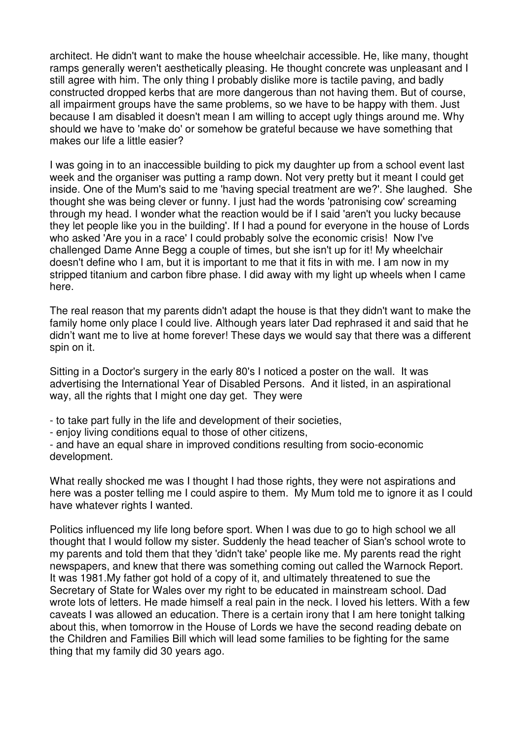architect. He didn't want to make the house wheelchair accessible. He, like many, thought ramps generally weren't aesthetically pleasing. He thought concrete was unpleasant and I still agree with him. The only thing I probably dislike more is tactile paving, and badly constructed dropped kerbs that are more dangerous than not having them. But of course, all impairment groups have the same problems, so we have to be happy with them. Just because I am disabled it doesn't mean I am willing to accept ugly things around me. Why should we have to 'make do' or somehow be grateful because we have something that makes our life a little easier?

I was going in to an inaccessible building to pick my daughter up from a school event last week and the organiser was putting a ramp down. Not very pretty but it meant I could get inside. One of the Mum's said to me 'having special treatment are we?'. She laughed. She thought she was being clever or funny. I just had the words 'patronising cow' screaming through my head. I wonder what the reaction would be if I said 'aren't you lucky because they let people like you in the building'. If I had a pound for everyone in the house of Lords who asked 'Are you in a race' I could probably solve the economic crisis! Now I've challenged Dame Anne Begg a couple of times, but she isn't up for it! My wheelchair doesn't define who I am, but it is important to me that it fits in with me. I am now in my stripped titanium and carbon fibre phase. I did away with my light up wheels when I came here.

The real reason that my parents didn't adapt the house is that they didn't want to make the family home only place I could live. Although years later Dad rephrased it and said that he didn't want me to live at home forever! These days we would say that there was a different spin on it.

Sitting in a Doctor's surgery in the early 80's I noticed a poster on the wall. It was advertising the International Year of Disabled Persons. And it listed, in an aspirational way, all the rights that I might one day get. They were

- to take part fully in the life and development of their societies,
- enjoy living conditions equal to those of other citizens,
- and have an equal share in improved conditions resulting from socio-economic development.

What really shocked me was I thought I had those rights, they were not aspirations and here was a poster telling me I could aspire to them. My Mum told me to ignore it as I could have whatever rights I wanted.

Politics influenced my life long before sport. When I was due to go to high school we all thought that I would follow my sister. Suddenly the head teacher of Sian's school wrote to my parents and told them that they 'didn't take' people like me. My parents read the right newspapers, and knew that there was something coming out called the Warnock Report. It was 1981.My father got hold of a copy of it, and ultimately threatened to sue the Secretary of State for Wales over my right to be educated in mainstream school. Dad wrote lots of letters. He made himself a real pain in the neck. I loved his letters. With a few caveats I was allowed an education. There is a certain irony that I am here tonight talking about this, when tomorrow in the House of Lords we have the second reading debate on the Children and Families Bill which will lead some families to be fighting for the same thing that my family did 30 years ago.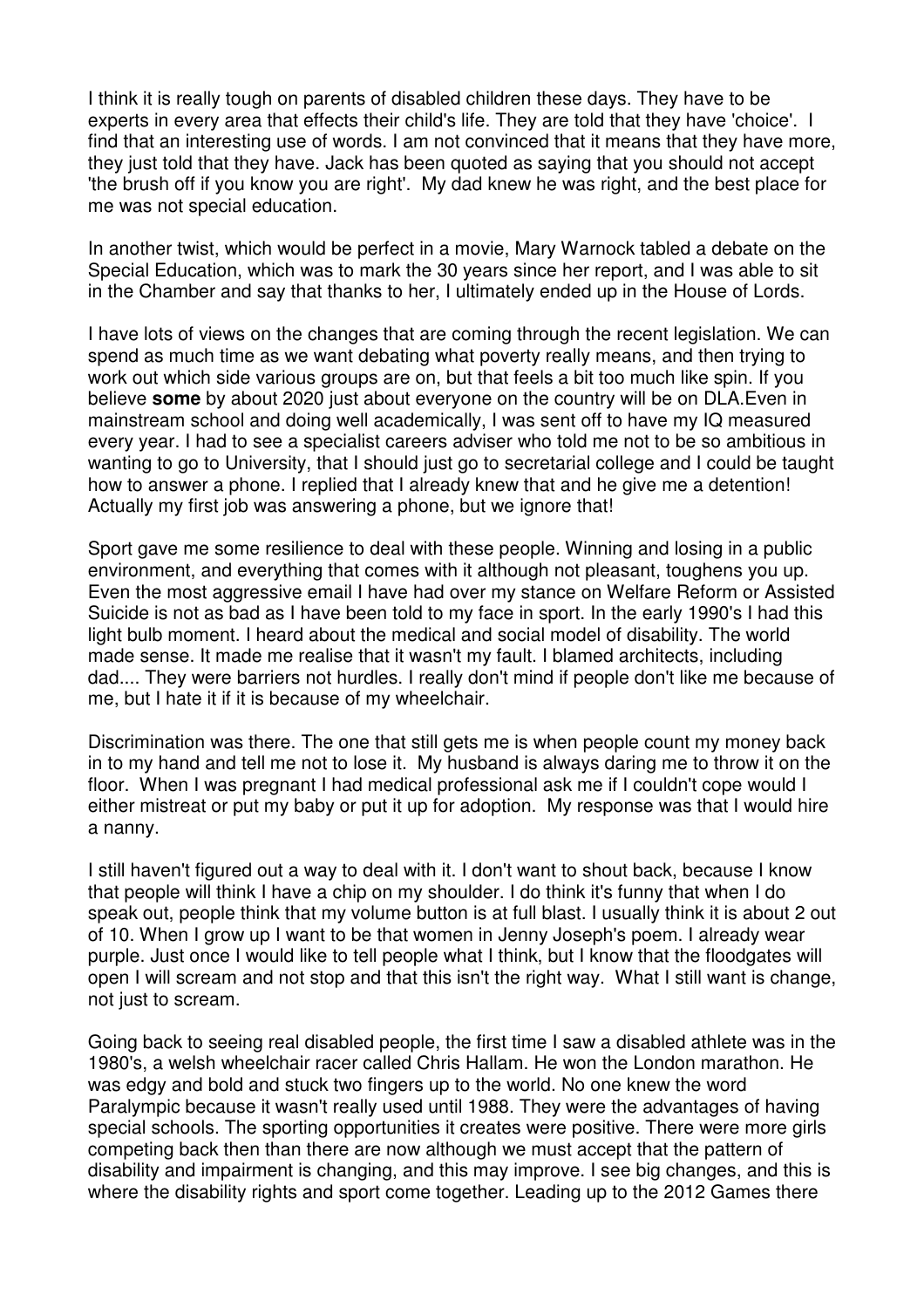I think it is really tough on parents of disabled children these days. They have to be experts in every area that effects their child's life. They are told that they have 'choice'. I find that an interesting use of words. I am not convinced that it means that they have more, they just told that they have. Jack has been quoted as saying that you should not accept 'the brush off if you know you are right'. My dad knew he was right, and the best place for me was not special education.

In another twist, which would be perfect in a movie, Mary Warnock tabled a debate on the Special Education, which was to mark the 30 years since her report, and I was able to sit in the Chamber and say that thanks to her, I ultimately ended up in the House of Lords.

I have lots of views on the changes that are coming through the recent legislation. We can spend as much time as we want debating what poverty really means, and then trying to work out which side various groups are on, but that feels a bit too much like spin. If you believe **some** by about 2020 just about everyone on the country will be on DLA.Even in mainstream school and doing well academically, I was sent off to have my IQ measured every year. I had to see a specialist careers adviser who told me not to be so ambitious in wanting to go to University, that I should just go to secretarial college and I could be taught how to answer a phone. I replied that I already knew that and he give me a detention! Actually my first job was answering a phone, but we ignore that!

Sport gave me some resilience to deal with these people. Winning and losing in a public environment, and everything that comes with it although not pleasant, toughens you up. Even the most aggressive email I have had over my stance on Welfare Reform or Assisted Suicide is not as bad as I have been told to my face in sport. In the early 1990's I had this light bulb moment. I heard about the medical and social model of disability. The world made sense. It made me realise that it wasn't my fault. I blamed architects, including dad.... They were barriers not hurdles. I really don't mind if people don't like me because of me, but I hate it if it is because of my wheelchair.

Discrimination was there. The one that still gets me is when people count my money back in to my hand and tell me not to lose it. My husband is always daring me to throw it on the floor. When I was pregnant I had medical professional ask me if I couldn't cope would I either mistreat or put my baby or put it up for adoption. My response was that I would hire a nanny.

I still haven't figured out a way to deal with it. I don't want to shout back, because I know that people will think I have a chip on my shoulder. I do think it's funny that when I do speak out, people think that my volume button is at full blast. I usually think it is about 2 out of 10. When I grow up I want to be that women in Jenny Joseph's poem. I already wear purple. Just once I would like to tell people what I think, but I know that the floodgates will open I will scream and not stop and that this isn't the right way. What I still want is change, not just to scream.

Going back to seeing real disabled people, the first time I saw a disabled athlete was in the 1980's, a welsh wheelchair racer called Chris Hallam. He won the London marathon. He was edgy and bold and stuck two fingers up to the world. No one knew the word Paralympic because it wasn't really used until 1988. They were the advantages of having special schools. The sporting opportunities it creates were positive. There were more girls competing back then than there are now although we must accept that the pattern of disability and impairment is changing, and this may improve. I see big changes, and this is where the disability rights and sport come together. Leading up to the 2012 Games there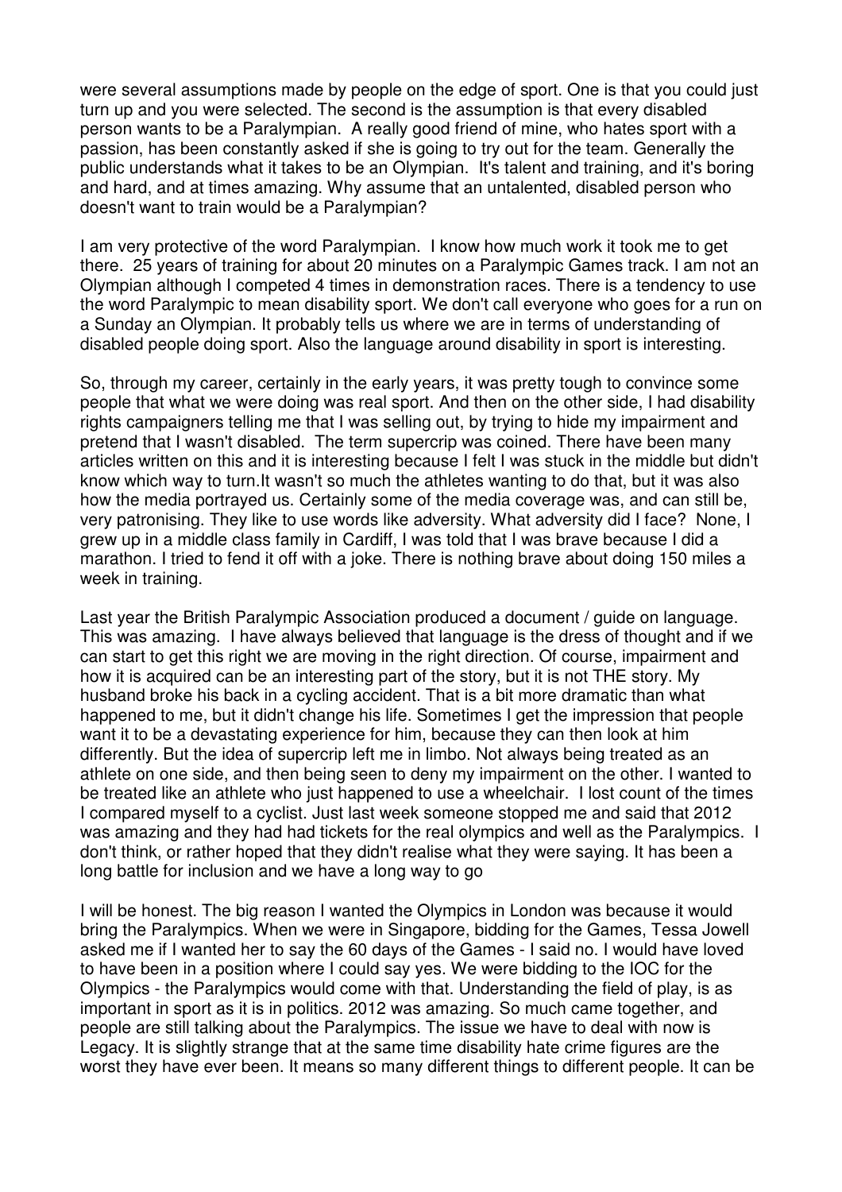were several assumptions made by people on the edge of sport. One is that you could just turn up and you were selected. The second is the assumption is that every disabled person wants to be a Paralympian. A really good friend of mine, who hates sport with a passion, has been constantly asked if she is going to try out for the team. Generally the public understands what it takes to be an Olympian. It's talent and training, and it's boring and hard, and at times amazing. Why assume that an untalented, disabled person who doesn't want to train would be a Paralympian?

I am very protective of the word Paralympian. I know how much work it took me to get there. 25 years of training for about 20 minutes on a Paralympic Games track. I am not an Olympian although I competed 4 times in demonstration races. There is a tendency to use the word Paralympic to mean disability sport. We don't call everyone who goes for a run on a Sunday an Olympian. It probably tells us where we are in terms of understanding of disabled people doing sport. Also the language around disability in sport is interesting.

So, through my career, certainly in the early years, it was pretty tough to convince some people that what we were doing was real sport. And then on the other side, I had disability rights campaigners telling me that I was selling out, by trying to hide my impairment and pretend that I wasn't disabled. The term supercrip was coined. There have been many articles written on this and it is interesting because I felt I was stuck in the middle but didn't know which way to turn.It wasn't so much the athletes wanting to do that, but it was also how the media portrayed us. Certainly some of the media coverage was, and can still be, very patronising. They like to use words like adversity. What adversity did I face? None, I grew up in a middle class family in Cardiff, I was told that I was brave because I did a marathon. I tried to fend it off with a joke. There is nothing brave about doing 150 miles a week in training.

Last year the British Paralympic Association produced a document / guide on language. This was amazing. I have always believed that language is the dress of thought and if we can start to get this right we are moving in the right direction. Of course, impairment and how it is acquired can be an interesting part of the story, but it is not THE story. My husband broke his back in a cycling accident. That is a bit more dramatic than what happened to me, but it didn't change his life. Sometimes I get the impression that people want it to be a devastating experience for him, because they can then look at him differently. But the idea of supercrip left me in limbo. Not always being treated as an athlete on one side, and then being seen to deny my impairment on the other. I wanted to be treated like an athlete who just happened to use a wheelchair. I lost count of the times I compared myself to a cyclist. Just last week someone stopped me and said that 2012 was amazing and they had had tickets for the real olympics and well as the Paralympics. I don't think, or rather hoped that they didn't realise what they were saying. It has been a long battle for inclusion and we have a long way to go

I will be honest. The big reason I wanted the Olympics in London was because it would bring the Paralympics. When we were in Singapore, bidding for the Games, Tessa Jowell asked me if I wanted her to say the 60 days of the Games - I said no. I would have loved to have been in a position where I could say yes. We were bidding to the IOC for the Olympics - the Paralympics would come with that. Understanding the field of play, is as important in sport as it is in politics. 2012 was amazing. So much came together, and people are still talking about the Paralympics. The issue we have to deal with now is Legacy. It is slightly strange that at the same time disability hate crime figures are the worst they have ever been. It means so many different things to different people. It can be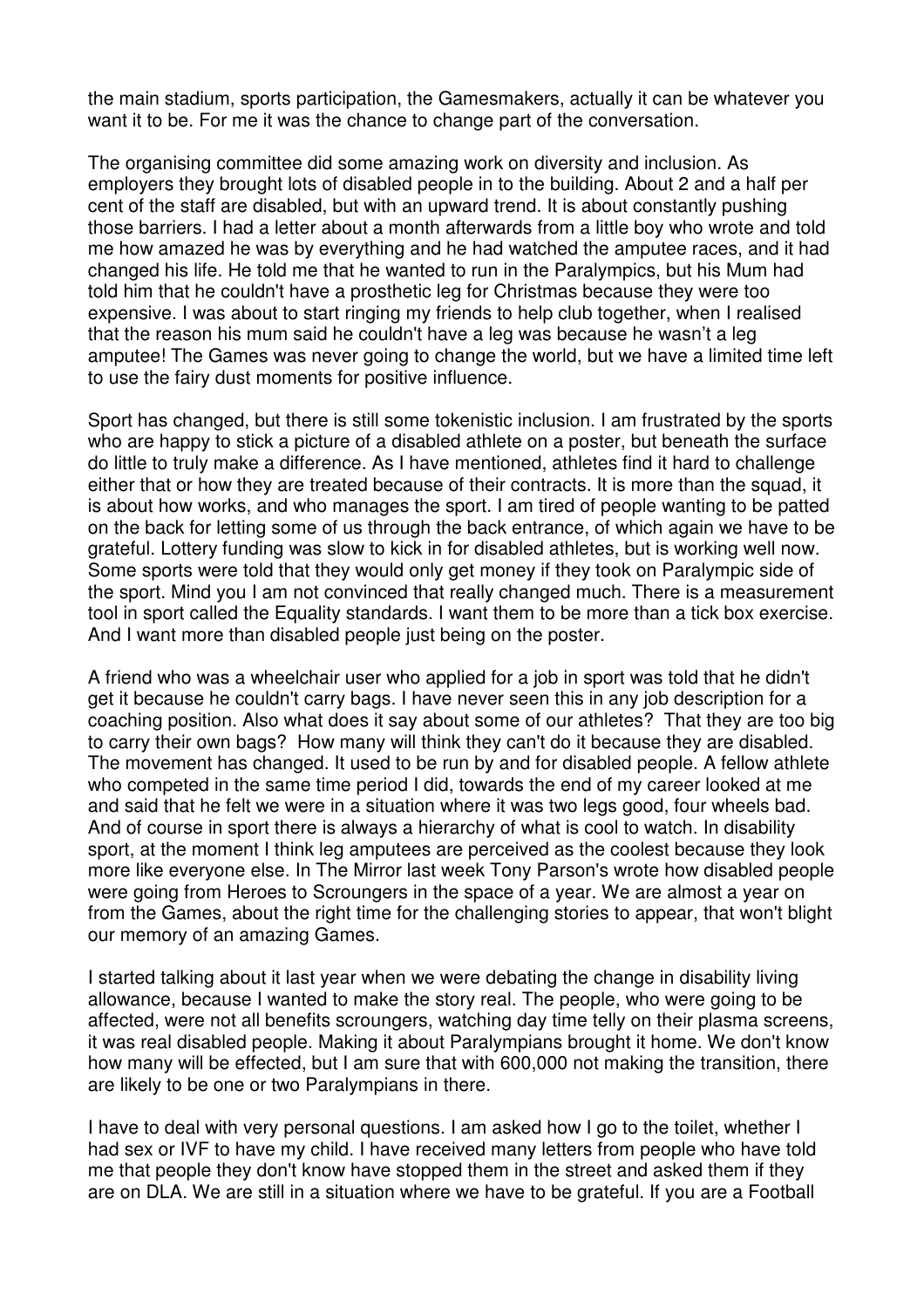the main stadium, sports participation, the Gamesmakers, actually it can be whatever you want it to be. For me it was the chance to change part of the conversation.

The organising committee did some amazing work on diversity and inclusion. As employers they brought lots of disabled people in to the building. About 2 and a half per cent of the staff are disabled, but with an upward trend. It is about constantly pushing those barriers. I had a letter about a month afterwards from a little boy who wrote and told me how amazed he was by everything and he had watched the amputee races, and it had changed his life. He told me that he wanted to run in the Paralympics, but his Mum had told him that he couldn't have a prosthetic leg for Christmas because they were too expensive. I was about to start ringing my friends to help club together, when I realised that the reason his mum said he couldn't have a leg was because he wasn't a leg amputee! The Games was never going to change the world, but we have a limited time left to use the fairy dust moments for positive influence.

Sport has changed, but there is still some tokenistic inclusion. I am frustrated by the sports who are happy to stick a picture of a disabled athlete on a poster, but beneath the surface do little to truly make a difference. As I have mentioned, athletes find it hard to challenge either that or how they are treated because of their contracts. It is more than the squad, it is about how works, and who manages the sport. I am tired of people wanting to be patted on the back for letting some of us through the back entrance, of which again we have to be grateful. Lottery funding was slow to kick in for disabled athletes, but is working well now. Some sports were told that they would only get money if they took on Paralympic side of the sport. Mind you I am not convinced that really changed much. There is a measurement tool in sport called the Equality standards. I want them to be more than a tick box exercise. And I want more than disabled people just being on the poster.

A friend who was a wheelchair user who applied for a job in sport was told that he didn't get it because he couldn't carry bags. I have never seen this in any job description for a coaching position. Also what does it say about some of our athletes? That they are too big to carry their own bags? How many will think they can't do it because they are disabled. The movement has changed. It used to be run by and for disabled people. A fellow athlete who competed in the same time period I did, towards the end of my career looked at me and said that he felt we were in a situation where it was two legs good, four wheels bad. And of course in sport there is always a hierarchy of what is cool to watch. In disability sport, at the moment I think leg amputees are perceived as the coolest because they look more like everyone else. In The Mirror last week Tony Parson's wrote how disabled people were going from Heroes to Scroungers in the space of a year. We are almost a year on from the Games, about the right time for the challenging stories to appear, that won't blight our memory of an amazing Games.

I started talking about it last year when we were debating the change in disability living allowance, because I wanted to make the story real. The people, who were going to be affected, were not all benefits scroungers, watching day time telly on their plasma screens, it was real disabled people. Making it about Paralympians brought it home. We don't know how many will be effected, but I am sure that with 600,000 not making the transition, there are likely to be one or two Paralympians in there.

I have to deal with very personal questions. I am asked how I go to the toilet, whether I had sex or IVF to have my child. I have received many letters from people who have told me that people they don't know have stopped them in the street and asked them if they are on DLA. We are still in a situation where we have to be grateful. If you are a Football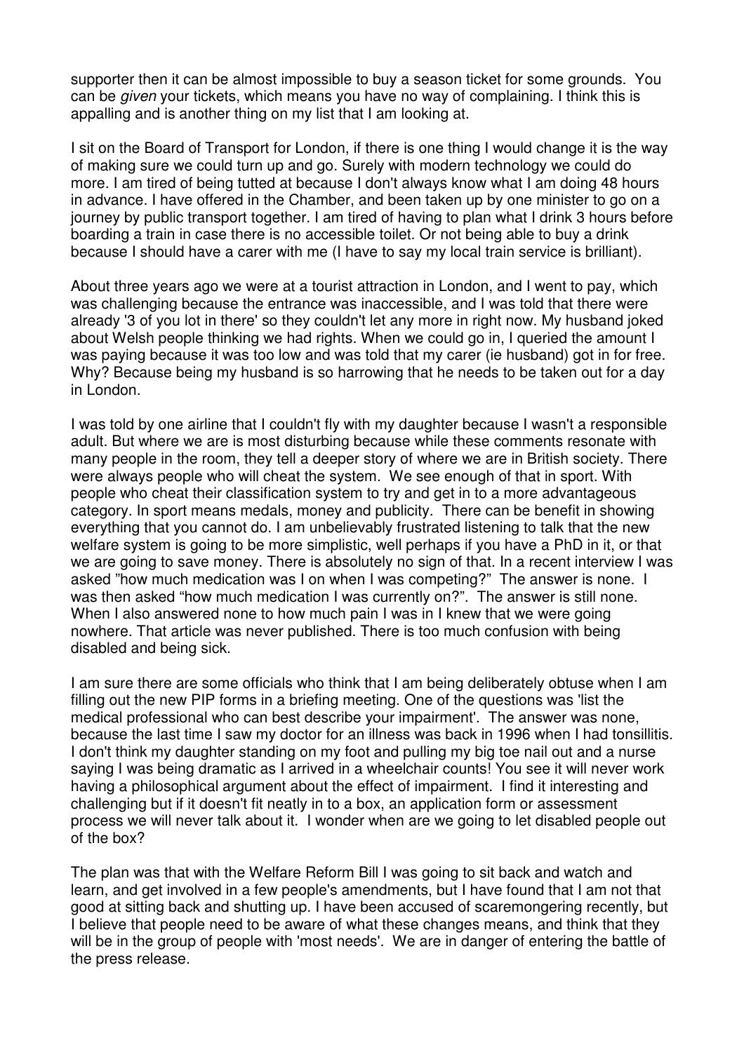supporter then it can be almost impossible to buy a season ticket for some grounds. You can be *given* your tickets, which means you have no way of complaining. I think this is appalling and is another thing on my list that I am looking at.

I sit on the Board of Transport for London, if there is one thing I would change it is the way of making sure we could turn up and go. Surely with modern technology we could do more. I am tired of being tutted at because I don't always know what I am doing 48 hours in advance. I have offered in the Chamber, and been taken up by one minister to go on a journey by public transport together. I am tired of having to plan what I drink 3 hours before boarding a train in case there is no accessible toilet. Or not being able to buy a drink because I should have a carer with me (I have to say my local train service is brilliant).

About three years ago we were at a tourist attraction in London, and I went to pay, which was challenging because the entrance was inaccessible, and I was told that there were already '3 of you lot in there' so they couldn't let any more in right now. My husband joked about Welsh people thinking we had rights. When we could go in, I queried the amount I was paying because it was too low and was told that my carer (ie husband) got in for free. Why? Because being my husband is so harrowing that he needs to be taken out for a day in London.

I was told by one airline that I couldn't fly with my daughter because I wasn't a responsible adult. But where we are is most disturbing because while these comments resonate with many people in the room, they tell a deeper story of where we are in British society. There were always people who will cheat the system. We see enough of that in sport. With people who cheat their classification system to try and get in to a more advantageous category. In sport means medals, money and publicity. There can be benefit in showing everything that you cannot do. I am unbelievably frustrated listening to talk that the new welfare system is going to be more simplistic, well perhaps if you have a PhD in it, or that we are going to save money. There is absolutely no sign of that. In a recent interview I was asked "how much medication was I on when I was competing?" The answer is none. I was then asked "how much medication I was currently on?". The answer is still none. When I also answered none to how much pain I was in I knew that we were going nowhere. That article was never published. There is too much confusion with being disabled and being sick.

I am sure there are some officials who think that I am being deliberately obtuse when I am filling out the new PIP forms in a briefing meeting. One of the questions was 'list the medical professional who can best describe your impairment'. The answer was none, because the last time I saw my doctor for an illness was back in 1996 when I had tonsillitis. I don't think my daughter standing on my foot and pulling my big toe nail out and a nurse saying I was being dramatic as I arrived in a wheelchair counts! You see it will never work having a philosophical argument about the effect of impairment. I find it interesting and challenging but if it doesn't fit neatly in to a box, an application form or assessment process we will never talk about it. I wonder when are we going to let disabled people out of the box?

The plan was that with the Welfare Reform Bill I was going to sit back and watch and learn, and get involved in a few people's amendments, but I have found that I am not that good at sitting back and shutting up. I have been accused of scaremongering recently, but I believe that people need to be aware of what these changes means, and think that they will be in the group of people with 'most needs'. We are in danger of entering the battle of the press release.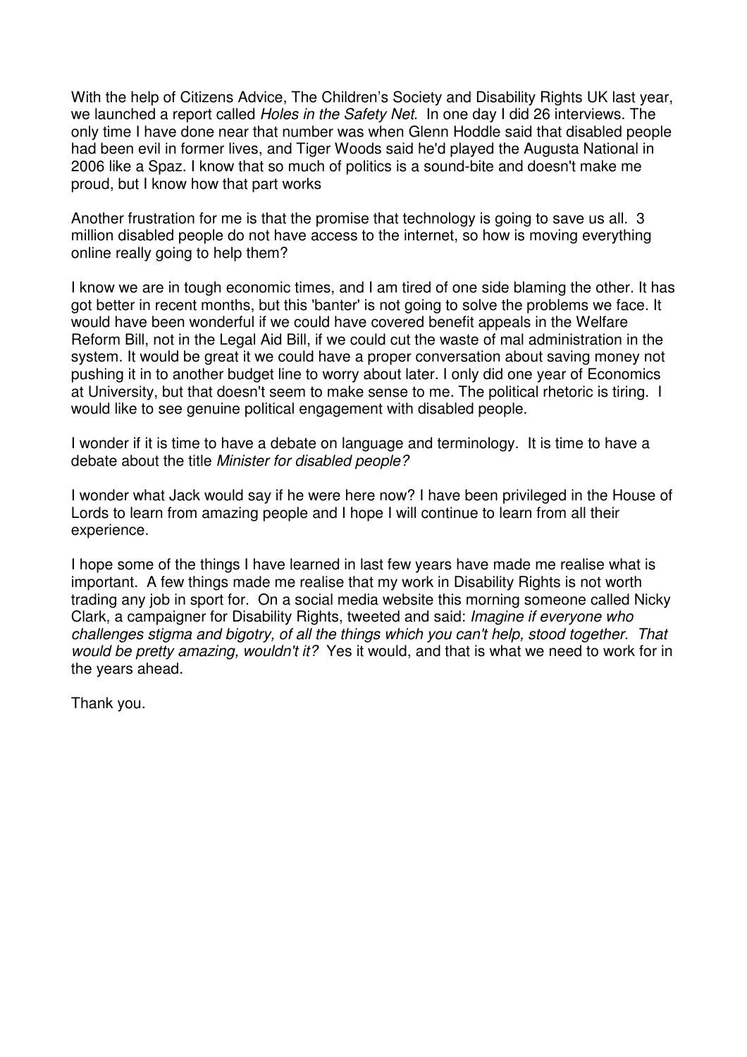With the help of Citizens Advice, The Children's Society and Disability Rights UK last year, we launched a report called *Holes in the Safety Net*. In one day I did 26 interviews. The only time I have done near that number was when Glenn Hoddle said that disabled people had been evil in former lives, and Tiger Woods said he'd played the Augusta National in 2006 like a Spaz. I know that so much of politics is a sound-bite and doesn't make me proud, but I know how that part works

Another frustration for me is that the promise that technology is going to save us all. 3 million disabled people do not have access to the internet, so how is moving everything online really going to help them?

I know we are in tough economic times, and I am tired of one side blaming the other. It has got better in recent months, but this 'banter' is not going to solve the problems we face. It would have been wonderful if we could have covered benefit appeals in the Welfare Reform Bill, not in the Legal Aid Bill, if we could cut the waste of mal administration in the system. It would be great it we could have a proper conversation about saving money not pushing it in to another budget line to worry about later. I only did one year of Economics at University, but that doesn't seem to make sense to me. The political rhetoric is tiring. I would like to see genuine political engagement with disabled people.

I wonder if it is time to have a debate on language and terminology. It is time to have a debate about the title *Minister for disabled people?*

I wonder what Jack would say if he were here now? I have been privileged in the House of Lords to learn from amazing people and I hope I will continue to learn from all their experience.

I hope some of the things I have learned in last few years have made me realise what is important. A few things made me realise that my work in Disability Rights is not worth trading any job in sport for. On a social media website this morning someone called Nicky Clark, a campaigner for Disability Rights, tweeted and said: *Imagine if everyone who challenges stigma and bigotry, of all the things which you can't help, stood together. That would be pretty amazing, wouldn't it?* Yes it would, and that is what we need to work for in the years ahead.

Thank you.